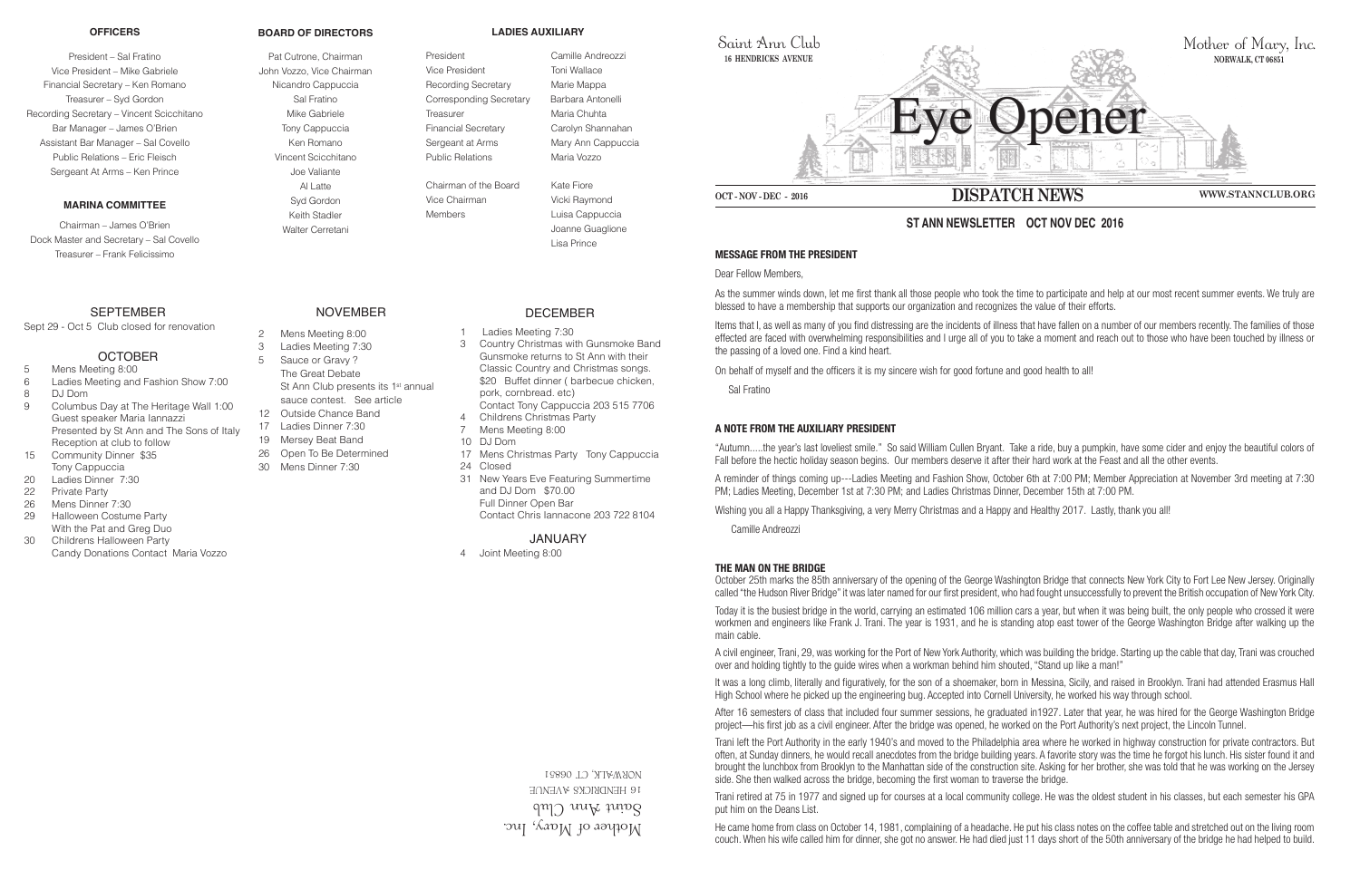# Eye Opener

Saint Ann Club
16 HENDRICKS AVENUE

Mother of Mary, Inc.
NORWALK, CT 06851

OCT - NOV - DEC - 2016 **DISPATCH NEWS** WWW.STANNCLUB.ORG

## ST ANN NEWSLETTER OCT NOV DEC 2016

### MESSAGE FROM THE PRESIDENT

Dear Fellow Members,

As the summer winds down, let me first thank all those people who took the time to participate and help at our most recent summer events. We truly are blessed to have a membership that supports our organization and recognizes the value of their efforts.

Items that I, as well as many of you find distressing are the incidents of illness that have fallen on a number of our members recently. The families of those effected are faced with overwhelming responsibilities and I urge all of you to take a moment and reach out to those who have been touched by illness or the passing of a loved one. Find a kind heart.

On behalf of myself and the officers it is my sincere wish for good fortune and good health to all!

Sal Fratino

### A NOTE FROM THE AUXILIARY PRESIDENT

"Autumn.....the year's last loveliest smile." So said William Cullen Bryant. Take a ride, buy a pumpkin, have some cider and enjoy the beautiful colors of Fall before the hectic holiday season begins. Our members deserve it after their hard work at the Feast and all the other events.

A reminder of things coming up---Ladies Meeting and Fashion Show, October 6th at 7:00 PM; Member Appreciation at November 3rd meeting at 7:30 PM; Ladies Meeting, December 1st at 7:30 PM; and Ladies Christmas Dinner, December 15th at 7:00 PM.

Wishing you all a Happy Thanksgiving, a very Merry Christmas and a Happy and Healthy 2017. Lastly, thank you all!

Camille Andreozzi

### THE MAN ON THE BRIDGE

October 25th marks the 85th anniversary of the opening of the George Washington Bridge that connects New York City to Fort Lee New Jersey. Originally called "the Hudson River Bridge" it was later named for our first president, who had fought unsuccessfully to prevent the British occupation of New York City.

Today it is the busiest bridge in the world, carrying an estimated 106 million cars a year, but when it was being built, the only people who crossed it were workmen and engineers like Frank J. Trani. The year is 1931, and he is standing atop east tower of the George Washington Bridge after walking up the main cable.

A civil engineer, Trani, 29, was working for the Port of New York Authority, which was building the bridge. Starting up the cable that day, Trani was crouched over and holding tightly to the guide wires when a workman behind him shouted, "Stand up like a man!"

It was a long climb, literally and figuratively, for the son of a shoemaker, born in Messina, Sicily, and raised in Brooklyn. Trani had attended Erasmus Hall High School where he picked up the engineering bug. Accepted into Cornell University, he worked his way through school.

After 16 semesters of class that included four summer sessions, he graduated in1927. Later that year, he was hired for the George Washington Bridge project—his first job as a civil engineer. After the bridge was opened, he worked on the Port Authority's next project, the Lincoln Tunnel.

Trani left the Port Authority in the early 1940's and moved to the Philadelphia area where he worked in highway construction for private contractors. But often, at Sunday dinners, he would recall anecdotes from the bridge building years. A favorite story was the time he forgot his lunch. His sister found it and brought the lunchbox from Brooklyn to the Manhattan side of the construction site. Asking for her brother, she was told that he was working on the Jersey side. She then walked across the bridge, becoming the first woman to traverse the bridge.

Trani retired at 75 in 1977 and signed up for courses at a local community college. He was the oldest student in his classes, but each semester his GPA put him on the Deans List.

He came home from class on October 14, 1981, complaining of a headache. He put his class notes on the coffee table and stretched out on the living room couch. When his wife called him for dinner, she got no answer. He had died just 11 days short of the 50th anniversary of the bridge he had helped to build.

### OFFICERS

President – Sal Fratino
Vice President – Mike Gabriele
Financial Secretary – Ken Romano
Treasurer – Syd Gordon
Recording Secretary – Vincent Scicchitano
Bar Manager – James O'Brien
Assistant Bar Manager – Sal Covello
Public Relations – Eric Fleisch
Sergeant At Arms – Ken Prince

### MARINA COMMITTEE

Chairman – James O'Brien
Dock Master and Secretary – Sal Covello
Treasurer – Frank Felicissimo

### BOARD OF DIRECTORS

Pat Cutrone, Chairman
John Vozzo, Vice Chairman
Nicandro Cappuccia
Sal Fratino
Mike Gabriele
Tony Cappuccia
Ken Romano
Vincent Scicchitano
Joe Valiante
Al Latte
Syd Gordon
Keith Stadler
Walter Cerretani

### LADIES AUXILIARY

| | |
|---|---|
| President | Camille Andreozzi |
| Vice President | Toni Wallace |
| Recording Secretary | Marie Mappa |
| Corresponding Secretary | Barbara Antonelli |
| Treasurer | Maria Chuhta |
| Financial Secretary | Carolyn Shannahan |
| Sergeant at Arms | Mary Ann Cappuccia |
| Public Relations | Maria Vozzo |
| Chairman of the Board | Kate Fiore |
| Vice Chairman | Vicki Raymond |
| Members | Luisa Cappuccia |
| | Joanne Guaglione |
| | Lisa Prince |

### SEPTEMBER

Sept 29 - Oct 5 Club closed for renovation

### OCTOBER

- 5 Mens Meeting 8:00
- 6 Ladies Meeting and Fashion Show 7:00
- 8 DJ Dom
- 9 Columbus Day at The Heritage Wall 1:00
  Guest speaker Maria Iannazzi
  Presented by St Ann and The Sons of Italy
  Reception at club to follow
- 15 Community Dinner $35
  Tony Cappuccia
- 20 Ladies Dinner 7:30
- 22 Private Party
- 26 Mens Dinner 7:30
- 29 Halloween Costume Party
  With the Pat and Greg Duo
- 30 Childrens Halloween Party
  Candy Donations Contact Maria Vozzo

### NOVEMBER

- 2 Mens Meeting 8:00
- 3 Ladies Meeting 7:30
- 5 Sauce or Gravy ?
  The Great Debate
  St Ann Club presents its 1st annual sauce contest. See article
- 12 Outside Chance Band
- 17 Ladies Dinner 7:30
- 19 Mersey Beat Band
- 26 Open To Be Determined
- 30 Mens Dinner 7:30

### DECEMBER

- 1 Ladies Meeting 7:30
- 3 Country Christmas with Gunsmoke Band
  Gunsmoke returns to St Ann with their Classic Country and Christmas songs.
  $20 Buffet dinner ( barbecue chicken, pork, cornbread. etc)
  Contact Tony Cappuccia 203 515 7706
- 4 Childrens Christmas Party
- 7 Mens Meeting 8:00
- 10 DJ Dom
- 17 Mens Christmas Party Tony Cappuccia
- 24 Closed
- 31 New Years Eve Featuring Summertime and DJ Dom $70.00
  Full Dinner Open Bar
  Contact Chris Iannacone 203 722 8104

### JANUARY

- 4 Joint Meeting 8:00

Mother of Mary, Inc.
Saint Ann Club
16 HENDRICKS AVENUE
NORWALK, CT 06851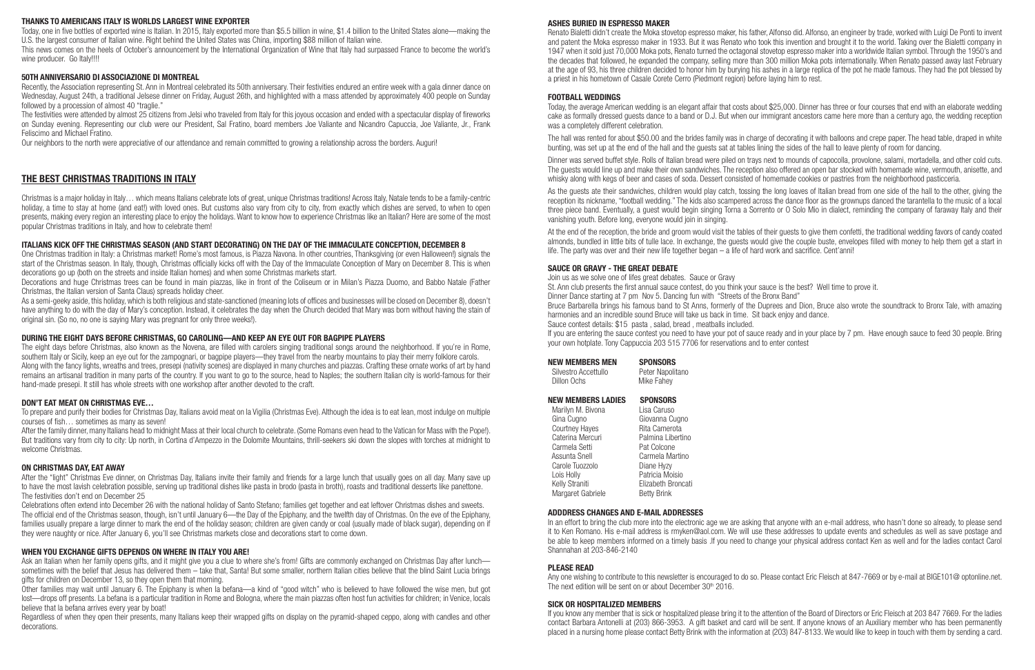## THANKS TO AMERICANS ITALY IS WORLDS LARGEST WINE EXPORTER

Today, one in five bottles of exported wine is Italian. In 2015, Italy exported more than $5.5 billion in wine, $1.4 billion to the United States alone—making the U.S. the largest consumer of Italian wine. Right behind the United States was China, importing $88 million of Italian wine.

This news comes on the heels of October's announcement by the International Organization of Wine that Italy had surpassed France to become the world's wine producer. Go Italy!!!!

## 50TH ANNIVERSARIO DI ASSOCIAZIONE DI MONTREAL

Recently, the Association representing St. Ann in Montreal celebrated its 50th anniversary. Their festivities endured an entire week with a gala dinner dance on Wednesday, August 24th, a traditional Jelsese dinner on Friday, August 26th, and highlighted with a mass attended by approximately 400 people on Sunday followed by a procession of almost 40 "traglie."

The festivities were attended by almost 25 citizens from Jelsi who traveled from Italy for this joyous occasion and ended with a spectacular display of fireworks on Sunday evening. Representing our club were our President, Sal Fratino, board members Joe Valiante and Nicandro Capuccia, Joe Valiante, Jr., Frank Feliscimo and Michael Fratino.

Our neighbors to the north were appreciative of our attendance and remain committed to growing a relationship across the borders. Auguri!

## THE BEST CHRISTMAS TRADITIONS IN ITALY

Christmas is a major holiday in Italy… which means Italians celebrate lots of great, unique Christmas traditions! Across Italy, Natale tends to be a family-centric holiday, a time to stay at home (and eat!) with loved ones. But customs also vary from city to city, from exactly which dishes are served, to when to open presents, making every region an interesting place to enjoy the holidays. Want to know how to experience Christmas like an Italian? Here are some of the most popular Christmas traditions in Italy, and how to celebrate them!

### ITALIANS KICK OFF THE CHRISTMAS SEASON (AND START DECORATING) ON THE DAY OF THE IMMACULATE CONCEPTION, DECEMBER 8

One Christmas tradition in Italy: a Christmas market! Rome's most famous, is Piazza Navona. In other countries, Thanksgiving (or even Halloween!) signals the start of the Christmas season. In Italy, though, Christmas officially kicks off with the Day of the Immaculate Conception of Mary on December 8. This is when decorations go up (both on the streets and inside Italian homes) and when some Christmas markets start.

Decorations and huge Christmas trees can be found in main piazzas, like in front of the Coliseum or in Milan's Piazza Duomo, and Babbo Natale (Father Christmas, the Italian version of Santa Claus) spreads holiday cheer.

As a semi-geeky aside, this holiday, which is both religious and state-sanctioned (meaning lots of offices and businesses will be closed on December 8), doesn't have anything to do with the day of Mary's conception. Instead, it celebrates the day when the Church decided that Mary was born without having the stain of original sin. (So no, no one is saying Mary was pregnant for only three weeks!).

### DURING THE EIGHT DAYS BEFORE CHRISTMAS, GO CAROLING—AND KEEP AN EYE OUT FOR BAGPIPE PLAYERS

The eight days before Christmas, also known as the Novena, are filled with carolers singing traditional songs around the neighborhood. If you're in Rome, southern Italy or Sicily, keep an eye out for the zampognari, or bagpipe players—they travel from the nearby mountains to play their merry folklore carols.

Along with the fancy lights, wreaths and trees, presepi (nativity scenes) are displayed in many churches and piazzas. Crafting these ornate works of art by hand remains an artisanal tradition in many parts of the country. If you want to go to the source, head to Naples; the southern Italian city is world-famous for their hand-made presepi. It still has whole streets with one workshop after another devoted to the craft.

### DON'T EAT MEAT ON CHRISTMAS EVE…

To prepare and purify their bodies for Christmas Day, Italians avoid meat on la Vigilia (Christmas Eve). Although the idea is to eat lean, most indulge on multiple courses of fish… sometimes as many as seven!

After the family dinner, many Italians head to midnight Mass at their local church to celebrate. (Some Romans even head to the Vatican for Mass with the Pope!). But traditions vary from city to city: Up north, in Cortina d'Ampezzo in the Dolomite Mountains, thrill-seekers ski down the slopes with torches at midnight to welcome Christmas.

### ON CHRISTMAS DAY, EAT AWAY

After the "light" Christmas Eve dinner, on Christmas Day, Italians invite their family and friends for a large lunch that usually goes on all day. Many save up to have the most lavish celebration possible, serving up traditional dishes like pasta in brodo (pasta in broth), roasts and traditional desserts like panettone.

The festivities don't end on December 25

Celebrations often extend into December 26 with the national holiday of Santo Stefano; families get together and eat leftover Christmas dishes and sweets.

The official end of the Christmas season, though, isn't until January 6—the Day of the Epiphany, and the twelfth day of Christmas. On the eve of the Epiphany, families usually prepare a large dinner to mark the end of the holiday season; children are given candy or coal (usually made of black sugar), depending on if they were naughty or nice. After January 6, you'll see Christmas markets close and decorations start to come down.

### WHEN YOU EXCHANGE GIFTS DEPENDS ON WHERE IN ITALY YOU ARE!

Ask an Italian when her family opens gifts, and it might give you a clue to where she's from! Gifts are commonly exchanged on Christmas Day after lunch—sometimes with the belief that Jesus has delivered them – take that, Santa! But some smaller, northern Italian cities believe that the blind Saint Lucia brings gifts for children on December 13, so they open them that morning.

Other families may wait until January 6. The Epiphany is when la befana—a kind of "good witch" who is believed to have followed the wise men, but got lost—drops off presents. La befana is a particular tradition in Rome and Bologna, where the main piazzas often host fun activities for children; in Venice, locals believe that la befana arrives every year by boat!

Regardless of when they open their presents, many Italians keep their wrapped gifts on display on the pyramid-shaped ceppo, along with candles and other decorations.

## ASHES BURIED IN ESPRESSO MAKER

Renato Bialetti didn't create the Moka stovetop espresso maker, his father, Alfonso did. Alfonso, an engineer by trade, worked with Luigi De Ponti to invent and patent the Moka espresso maker in 1933. But it was Renato who took this invention and brought it to the world. Taking over the Bialetti company in 1947 when it sold just 70,000 Moka pots, Renato turned the octagonal stovetop espresso maker into a worldwide Italian symbol. Through the 1950's and the decades that followed, he expanded the company, selling more than 300 million Moka pots internationally. When Renato passed away last February at the age of 93, his three children decided to honor him by burying his ashes in a large replica of the pot he made famous. They had the pot blessed by a priest in his hometown of Casale Corete Cerro (Piedmont region) before laying him to rest.

## FOOTBALL WEDDINGS

Today, the average American wedding is an elegant affair that costs about $25,000. Dinner has three or four courses that end with an elaborate wedding cake as formally dressed guests dance to a band or D.J. But when our immigrant ancestors came here more than a century ago, the wedding reception was a completely different celebration.

The hall was rented for about $50.00 and the brides family was in charge of decorating it with balloons and crepe paper. The head table, draped in white bunting, was set up at the end of the hall and the guests sat at tables lining the sides of the hall to leave plenty of room for dancing.

Dinner was served buffet style. Rolls of Italian bread were piled on trays next to mounds of capocolla, provolone, salami, mortadella, and other cold cuts. The guests would line up and make their own sandwiches. The reception also offered an open bar stocked with homemade wine, vermouth, anisette, and whisky along with kegs of beer and cases of soda. Dessert consisted of homemade cookies or pastries from the neighborhood pasticceria.

As the guests ate their sandwiches, children would play catch, tossing the long loaves of Italian bread from one side of the hall to the other, giving the reception its nickname, "football wedding." The kids also scampered across the dance floor as the grownups danced the tarantella to the music of a local three piece band. Eventually, a guest would begin singing Torna a Sorrento or O Solo Mio in dialect, reminding the company of faraway Italy and their vanishing youth. Before long, everyone would join in singing.

At the end of the reception, the bride and groom would visit the tables of their guests to give them confetti, the traditional wedding favors of candy coated almonds, bundled in little bits of tulle lace. In exchange, the guests would give the couple buste, envelopes filled with money to help them get a start in life. The party was over and their new life together began – a life of hard work and sacrifice. Cent'anni!

## SAUCE OR GRAVY - THE GREAT DEBATE

Join us as we solve one of lifes great debates. Sauce or Gravy

St. Ann club presents the first annual sauce contest, do you think your sauce is the best? Well time to prove it.

Dinner Dance starting at 7 pm Nov 5. Dancing fun with "Streets of the Bronx Band"

Bruce Barbarella brings his famous band to St Anns, formerly of the Duprees and Dion, Bruce also wrote the soundtrack to Bronx Tale, with amazing harmonies and an incredible sound Bruce will take us back in time. Sit back enjoy and dance.

Sauce contest details: $15 pasta , salad, bread , meatballs included.

If you are entering the sauce contest you need to have your pot of sauce ready and in your place by 7 pm. Have enough sauce to feed 30 people. Bring your own hotplate. Tony Cappuccia 203 515 7706 for reservations and to enter contest

| NEW MEMBERS MEN | SPONSORS |
|---|---|
| Silvestro Accettullo | Peter Napolitano |
| Dillon Ochs | Mike Fahey |

| NEW MEMBERS LADIES | SPONSORS |
|---|---|
| Marilyn M. Bivona | Lisa Caruso |
| Gina Cugno | Giovanna Cugno |
| Courtney Hayes | Rita Camerota |
| Caterina Mercuri | Palmina Libertino |
| Carmela Setti | Pat Colcone |
| Assunta Snell | Carmela Martino |
| Carole Tuozzolo | Diane Hyzy |
| Lois Holly | Patricia Moisio |
| Kelly Straniti | Elizabeth Broncati |
| Margaret Gabriele | Betty Brink |

## ADDDRESS CHANGES AND E-MAIL ADDRESSES

In an effort to bring the club more into the electronic age we are asking that anyone with an e-mail address, who hasn't done so already, to please send it to Ken Romano. His e-mail address is rmyken@aol.com. We will use these addresses to update events and schedules as well as save postage and be able to keep members informed on a timely basis .If you need to change your physical address contact Ken as well and for the ladies contact Carol Shannahan at 203-846-2140

## PLEASE READ

Any one wishing to contribute to this newsletter is encouraged to do so. Please contact Eric Fleisch at 847-7669 or by e-mail at BIGE101@ optonline.net. The next edition will be sent on or about December 30th 2016.

## SICK OR HOSPITALIZED MEMBERS

If you know any member that is sick or hospitalized please bring it to the attention of the Board of Directors or Eric Fleisch at 203 847 7669. For the ladies contact Barbara Antonelli at (203) 866-3953. A gift basket and card will be sent. If anyone knows of an Auxiliary member who has been permanently placed in a nursing home please contact Betty Brink with the information at (203) 847-8133. We would like to keep in touch with them by sending a card.